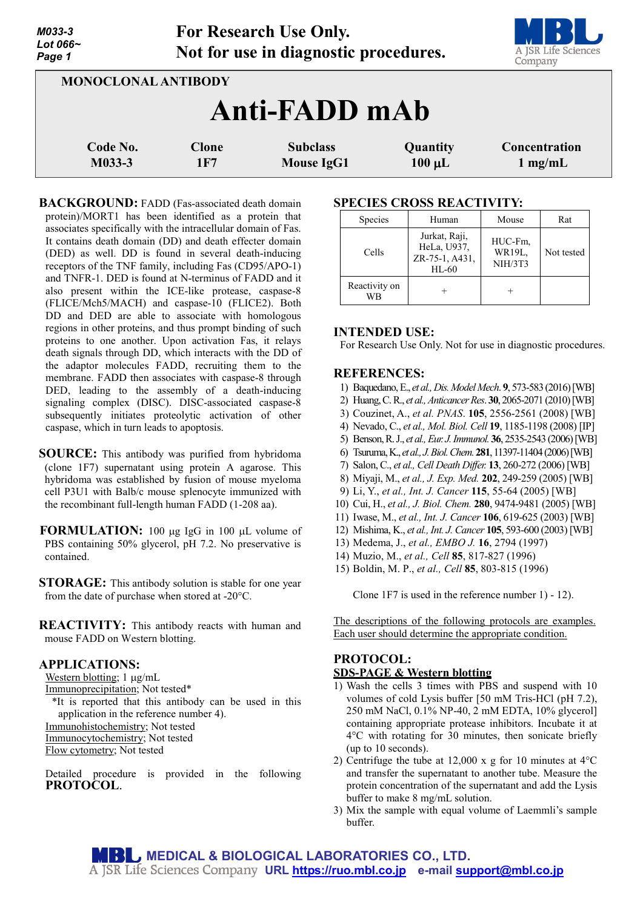For Research Use Only.
Not for use in diagnostic procedures.

MONOCLONAL ANTIBODY

# Anti-FADD mAb

| Code No. | Clone | Subclass | Quantity | Concentration |
|---|---|---|---|---|
| M033-3 | 1F7 | Mouse IgG1 | 100 μL | 1 mg/mL |

**BACKGROUND:** FADD (Fas-associated death domain protein)/MORT1 has been identified as a protein that associates specifically with the intracellular domain of Fas. It contains death domain (DD) and death effecter domain (DED) as well. DD is found in several death-inducing receptors of the TNF family, including Fas (CD95/APO-1) and TNFR-1. DED is found at N-terminus of FADD and it also present within the ICE-like protease, caspase-8 (FLICE/Mch5/MACH) and caspase-10 (FLICE2). Both DD and DED are able to associate with homologous regions in other proteins, and thus prompt binding of such proteins to one another. Upon activation Fas, it relays death signals through DD, which interacts with the DD of the adaptor molecules FADD, recruiting them to the membrane. FADD then associates with caspase-8 through DED, leading to the assembly of a death-inducing signaling complex (DISC). DISC-associated caspase-8 subsequently initiates proteolytic activation of other caspase, which in turn leads to apoptosis.

**SOURCE:** This antibody was purified from hybridoma (clone 1F7) supernatant using protein A agarose. This hybridoma was established by fusion of mouse myeloma cell P3U1 with Balb/c mouse splenocyte immunized with the recombinant full-length human FADD (1-208 aa).

**FORMULATION:** 100 μg IgG in 100 μL volume of PBS containing 50% glycerol, pH 7.2. No preservative is contained.

**STORAGE:** This antibody solution is stable for one year from the date of purchase when stored at -20°C.

**REACTIVITY:** This antibody reacts with human and mouse FADD on Western blotting.

**APPLICATIONS:**

Western blotting; 1 μg/mL
Immunoprecipitation; Not tested*
*It is reported that this antibody can be used in this application in the reference number 4).
Immunohistochemistry; Not tested
Immunocytochemistry; Not tested
Flow cytometry; Not tested

Detailed procedure is provided in the following **PROTOCOL**.

**SPECIES CROSS REACTIVITY:**

| Species | Human | Mouse | Rat |
|---|---|---|---|
| Cells | Jurkat, Raji, HeLa, U937, ZR-75-1, A431, HL-60 | HUC-Fm, WR19L, NIH/3T3 | Not tested |
| Reactivity on WB | + | + | |

**INTENDED USE:**

For Research Use Only. Not for use in diagnostic procedures.

**REFERENCES:**

1) Baquedano, E., *et al., Dis. Model Mech.* **9**, 573-583 (2016) [WB]
2) Huang, C. R., *et al., Anticancer Res.* **30**, 2065-2071 (2010) [WB]
3) Couzinet, A., *et al. PNAS.* **105**, 2556-2561 (2008) [WB]
4) Nevado, C., *et al., Mol. Biol. Cell* **19**, 1185-1198 (2008) [IP]
5) Benson, R. J., *et al., Eur. J. Immunol.* **36**, 2535-2543 (2006) [WB]
6) Tsuruma, K., *et al., J. Biol. Chem.* **281**, 11397-11404 (2006) [WB]
7) Salon, C., *et al., Cell Death Differ.* **13**, 260-272 (2006) [WB]
8) Miyaji, M., *et al., J. Exp. Med.* **202**, 249-259 (2005) [WB]
9) Li, Y., *et al., Int. J. Cancer* **115**, 55-64 (2005) [WB]
10) Cui, H., *et al., J. Biol. Chem.* **280**, 9474-9481 (2005) [WB]
11) Iwase, M., *et al., Int. J. Cancer* **106**, 619-625 (2003) [WB]
12) Mishima, K., *et al., Int. J. Cancer* **105**, 593-600 (2003) [WB]
13) Medema, J., *et al., EMBO J.* **16**, 2794 (1997)
14) Muzio, M., *et al., Cell* **85**, 817-827 (1996)
15) Boldin, M. P., *et al., Cell* **85**, 803-815 (1996)

Clone 1F7 is used in the reference number 1) - 12).

The descriptions of the following protocols are examples. Each user should determine the appropriate condition.

**PROTOCOL:**

**SDS-PAGE & Western blotting**

1) Wash the cells 3 times with PBS and suspend with 10 volumes of cold Lysis buffer [50 mM Tris-HCl (pH 7.2), 250 mM NaCl, 0.1% NP-40, 2 mM EDTA, 10% glycerol] containing appropriate protease inhibitors. Incubate it at 4°C with rotating for 30 minutes, then sonicate briefly (up to 10 seconds).
2) Centrifuge the tube at 12,000 x g for 10 minutes at 4°C and transfer the supernatant to another tube. Measure the protein concentration of the supernatant and add the Lysis buffer to make 8 mg/mL solution.
3) Mix the sample with equal volume of Laemmli's sample buffer.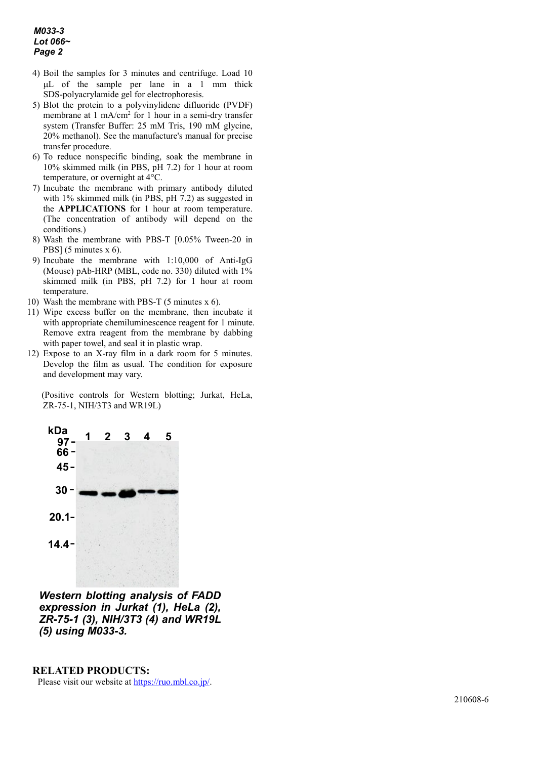4) Boil the samples for 3 minutes and centrifuge. Load 10 μL of the sample per lane in a 1 mm thick SDS-polyacrylamide gel for electrophoresis.
5) Blot the protein to a polyvinylidene difluoride (PVDF) membrane at 1 mA/cm$^2$ for 1 hour in a semi-dry transfer system (Transfer Buffer: 25 mM Tris, 190 mM glycine, 20% methanol). See the manufacture's manual for precise transfer procedure.
6) To reduce nonspecific binding, soak the membrane in 10% skimmed milk (in PBS, pH 7.2) for 1 hour at room temperature, or overnight at 4°C.
7) Incubate the membrane with primary antibody diluted with 1% skimmed milk (in PBS, pH 7.2) as suggested in the **APPLICATIONS** for 1 hour at room temperature. (The concentration of antibody will depend on the conditions.)
8) Wash the membrane with PBS-T [0.05% Tween-20 in PBS] (5 minutes x 6).
9) Incubate the membrane with 1:10,000 of Anti-IgG (Mouse) pAb-HRP (MBL, code no. 330) diluted with 1% skimmed milk (in PBS, pH 7.2) for 1 hour at room temperature.
10) Wash the membrane with PBS-T (5 minutes x 6).
11) Wipe excess buffer on the membrane, then incubate it with appropriate chemiluminescence reagent for 1 minute. Remove extra reagent from the membrane by dabbing with paper towel, and seal it in plastic wrap.
12) Expose to an X-ray film in a dark room for 5 minutes. Develop the film as usual. The condition for exposure and development may vary.

(Positive controls for Western blotting; Jurkat, HeLa, ZR-75-1, NIH/3T3 and WR19L)

kDa
1 2 3 4 5
97
66
45
30
20.1
14.4

***Western blotting analysis of FADD expression in Jurkat (1), HeLa (2), ZR-75-1 (3), NIH/3T3 (4) and WR19L (5) using M033-3.***

## RELATED PRODUCTS:

Please visit our website at https://ruo.mbl.co.jp/.

210608-6